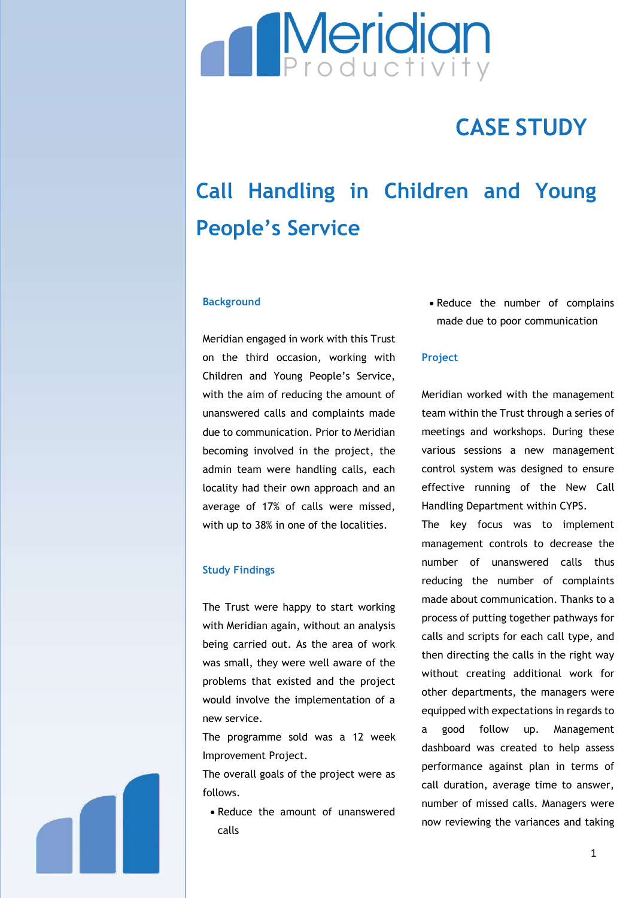# Meridian Productivity

## CASE STUDY

# Call Handling in Children and Young People's Service

### Background

Meridian engaged in work with this Trust on the third occasion, working with Children and Young People's Service, with the aim of reducing the amount of unanswered calls and complaints made due to communication. Prior to Meridian becoming involved in the project, the admin team were handling calls, each locality had their own approach and an average of 17% of calls were missed, with up to 38% in one of the localities.

### Study Findings

The Trust were happy to start working with Meridian again, without an analysis being carried out. As the area of work was small, they were well aware of the problems that existed and the project would involve the implementation of a new service.

The programme sold was a 12 week Improvement Project.

The overall goals of the project were as follows.

- Reduce the amount of unanswered calls
- Reduce the number of complains made due to poor communication

### Project

Meridian worked with the management team within the Trust through a series of meetings and workshops. During these various sessions a new management control system was designed to ensure effective running of the New Call Handling Department within CYPS.

The key focus was to implement management controls to decrease the number of unanswered calls thus reducing the number of complaints made about communication. Thanks to a process of putting together pathways for calls and scripts for each call type, and then directing the calls in the right way without creating additional work for other departments, the managers were equipped with expectations in regards to a good follow up. Management dashboard was created to help assess performance against plan in terms of call duration, average time to answer, number of missed calls. Managers were now reviewing the variances and taking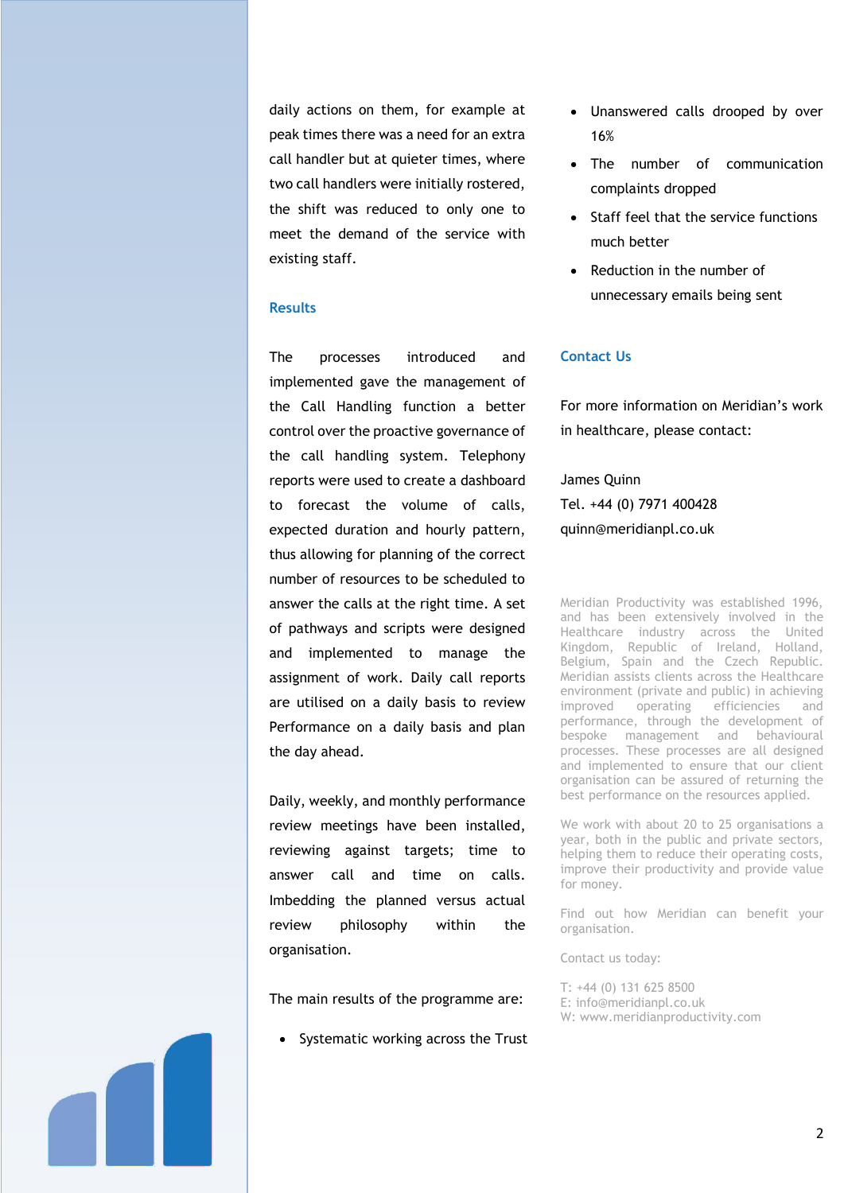daily actions on them, for example at peak times there was a need for an extra call handler but at quieter times, where two call handlers were initially rostered, the shift was reduced to only one to meet the demand of the service with existing staff.

## Results

The processes introduced and implemented gave the management of the Call Handling function a better control over the proactive governance of the call handling system. Telephony reports were used to create a dashboard to forecast the volume of calls, expected duration and hourly pattern, thus allowing for planning of the correct number of resources to be scheduled to answer the calls at the right time. A set of pathways and scripts were designed and implemented to manage the assignment of work. Daily call reports are utilised on a daily basis to review Performance on a daily basis and plan the day ahead.

Daily, weekly, and monthly performance review meetings have been installed, reviewing against targets; time to answer call and time on calls. Imbedding the planned versus actual review philosophy within the organisation.

The main results of the programme are:

- Systematic working across the Trust
- Unanswered calls drooped by over 16%
- The number of communication complaints dropped
- Staff feel that the service functions much better
- Reduction in the number of unnecessary emails being sent

## Contact Us

For more information on Meridian's work in healthcare, please contact:

James Quinn
Tel. +44 (0) 7971 400428
quinn@meridianpl.co.uk

Meridian Productivity was established 1996, and has been extensively involved in the Healthcare industry across the United Kingdom, Republic of Ireland, Holland, Belgium, Spain and the Czech Republic. Meridian assists clients across the Healthcare environment (private and public) in achieving improved operating efficiencies and performance, through the development of bespoke management and behavioural processes. These processes are all designed and implemented to ensure that our client organisation can be assured of returning the best performance on the resources applied.

We work with about 20 to 25 organisations a year, both in the public and private sectors, helping them to reduce their operating costs, improve their productivity and provide value for money.

Find out how Meridian can benefit your organisation.

Contact us today:

T: +44 (0) 131 625 8500
E: info@meridianpl.co.uk
W: www.meridianproductivity.com